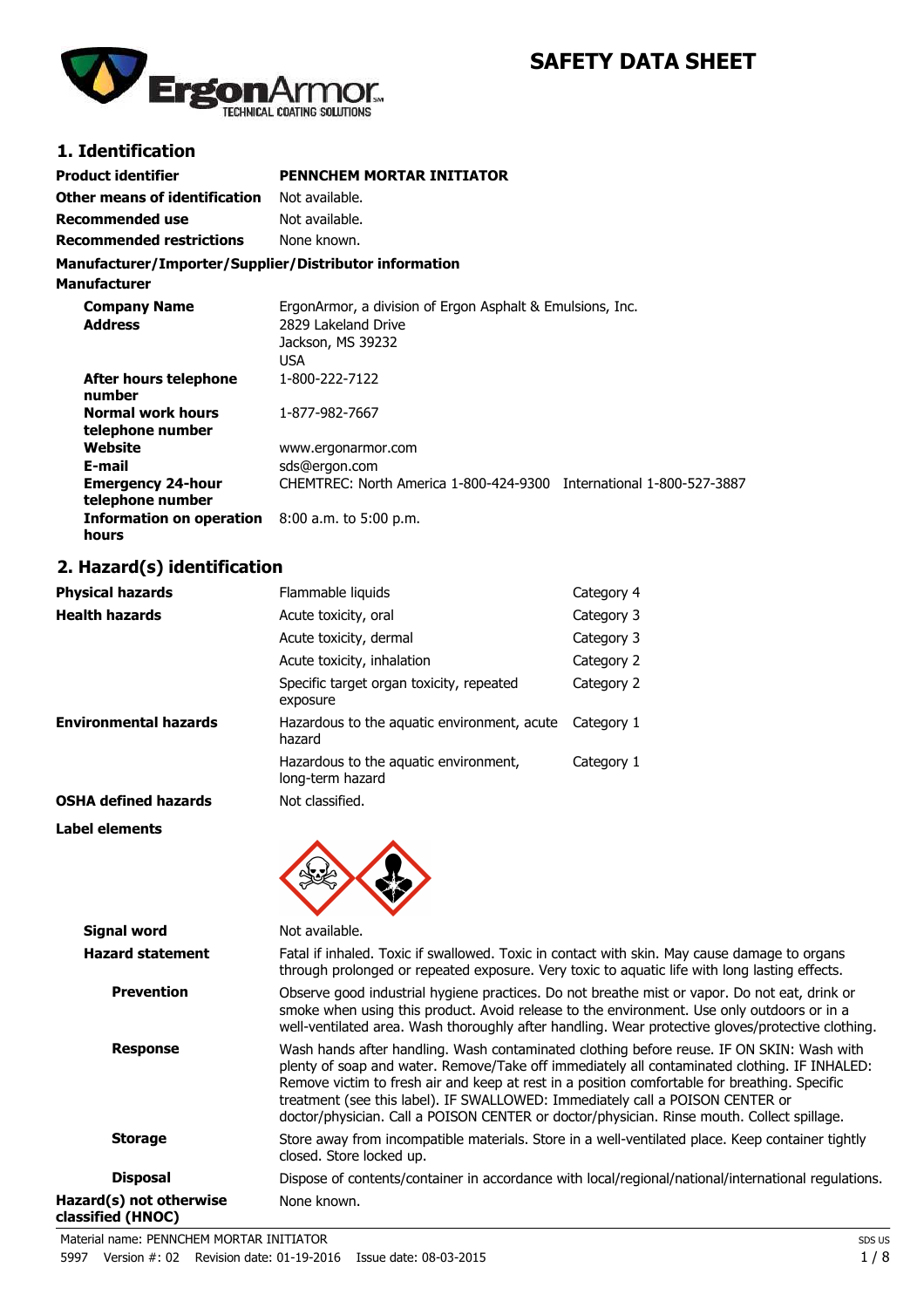# SAFETY DATA SHEET

## 1. Identification

| | |
|---|---|
| **Product identifier** | **PENNCHEM MORTAR INITIATOR** |
| **Other means of identification** | Not available. |
| **Recommended use** | Not available. |
| **Recommended restrictions** | None known. |

**Manufacturer/Importer/Supplier/Distributor information**

**Manufacturer**

| | |
|---|---|
| **Company Name** | ErgonArmor, a division of Ergon Asphalt & Emulsions, Inc. |
| **Address** | 2829 Lakeland Drive<br>Jackson, MS 39232<br>USA |
| **After hours telephone number** | 1-800-222-7122 |
| **Normal work hours telephone number** | 1-877-982-7667 |
| **Website** | www.ergonarmor.com |
| **E-mail** | sds@ergon.com |
| **Emergency 24-hour telephone number** | CHEMTREC: North America 1-800-424-9300 International 1-800-527-3887 |
| **Information on operation hours** | 8:00 a.m. to 5:00 p.m. |

## 2. Hazard(s) identification

| | | |
|---|---|---|
| **Physical hazards** | Flammable liquids | Category 4 |
| **Health hazards** | Acute toxicity, oral | Category 3 |
| | Acute toxicity, dermal | Category 3 |
| | Acute toxicity, inhalation | Category 2 |
| | Specific target organ toxicity, repeated exposure | Category 2 |
| **Environmental hazards** | Hazardous to the aquatic environment, acute hazard | Category 1 |
| | Hazardous to the aquatic environment, long-term hazard | Category 1 |
| **OSHA defined hazards** | Not classified. | |

**Label elements**

| | |
|---|---|
| **Signal word** | Not available. |
| **Hazard statement** | Fatal if inhaled. Toxic if swallowed. Toxic in contact with skin. May cause damage to organs through prolonged or repeated exposure. Very toxic to aquatic life with long lasting effects. |
| **Prevention** | Observe good industrial hygiene practices. Do not breathe mist or vapor. Do not eat, drink or smoke when using this product. Avoid release to the environment. Use only outdoors or in a well-ventilated area. Wash thoroughly after handling. Wear protective gloves/protective clothing. |
| **Response** | Wash hands after handling. Wash contaminated clothing before reuse. IF ON SKIN: Wash with plenty of soap and water. Remove/Take off immediately all contaminated clothing. IF INHALED: Remove victim to fresh air and keep at rest in a position comfortable for breathing. Specific treatment (see this label). IF SWALLOWED: Immediately call a POISON CENTER or doctor/physician. Call a POISON CENTER or doctor/physician. Rinse mouth. Collect spillage. |
| **Storage** | Store away from incompatible materials. Store in a well-ventilated place. Keep container tightly closed. Store locked up. |
| **Disposal** | Dispose of contents/container in accordance with local/regional/national/international regulations. |
| **Hazard(s) not otherwise classified (HNOC)** | None known. |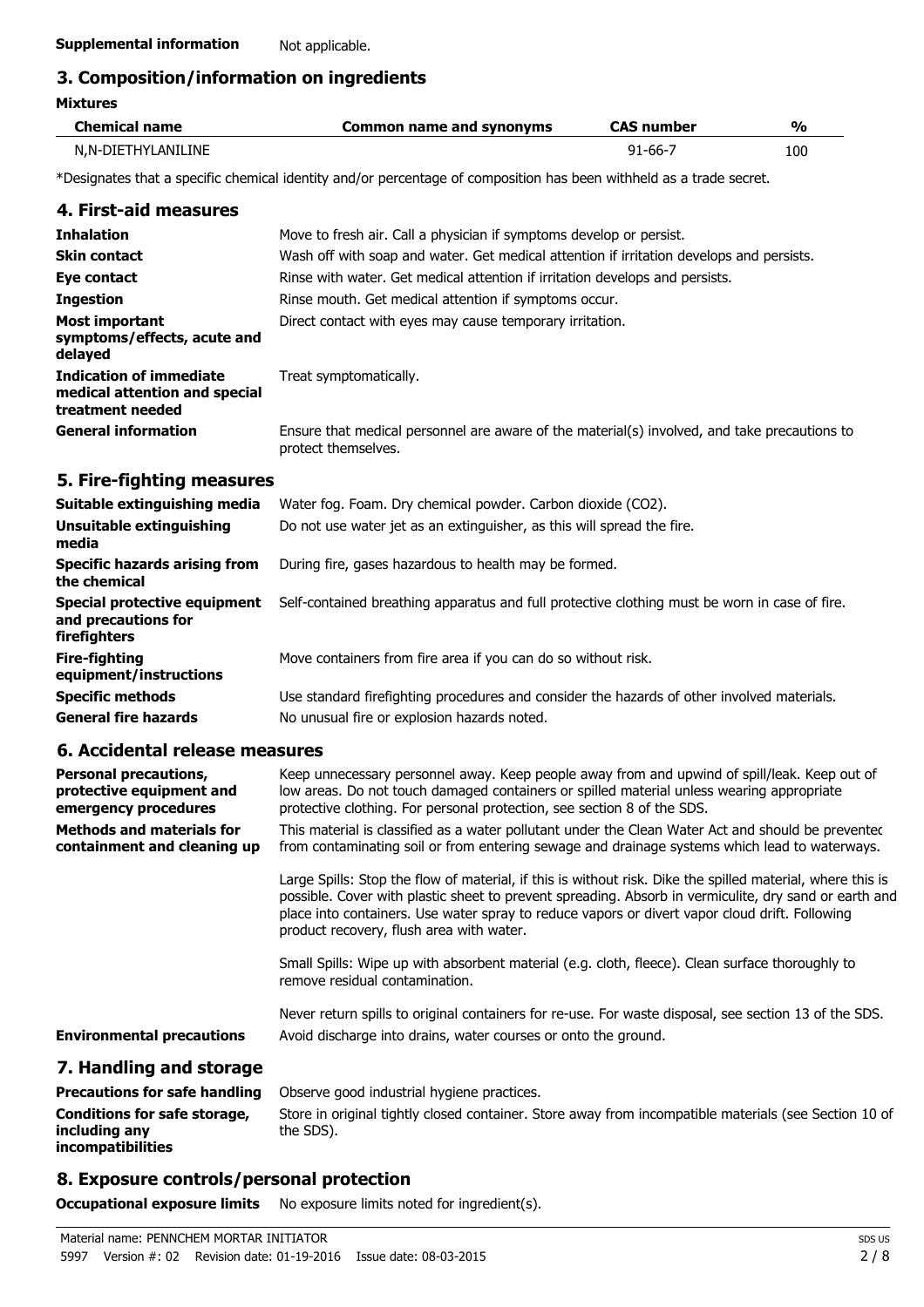**Supplemental information** Not applicable.

## 3. Composition/information on ingredients

**Mixtures**

| Chemical name | Common name and synonyms | CAS number | % |
|---|---|---|---|
| N,N-DIETHYLANILINE | | 91-66-7 | 100 |

*Designates that a specific chemical identity and/or percentage of composition has been withheld as a trade secret.

## 4. First-aid measures

| | |
|---|---|
| **Inhalation** | Move to fresh air. Call a physician if symptoms develop or persist. |
| **Skin contact** | Wash off with soap and water. Get medical attention if irritation develops and persists. |
| **Eye contact** | Rinse with water. Get medical attention if irritation develops and persists. |
| **Ingestion** | Rinse mouth. Get medical attention if symptoms occur. |
| **Most important symptoms/effects, acute and delayed** | Direct contact with eyes may cause temporary irritation. |
| **Indication of immediate medical attention and special treatment needed** | Treat symptomatically. |
| **General information** | Ensure that medical personnel are aware of the material(s) involved, and take precautions to protect themselves. |

## 5. Fire-fighting measures

| | |
|---|---|
| **Suitable extinguishing media** | Water fog. Foam. Dry chemical powder. Carbon dioxide ($CO_2$). |
| **Unsuitable extinguishing media** | Do not use water jet as an extinguisher, as this will spread the fire. |
| **Specific hazards arising from the chemical** | During fire, gases hazardous to health may be formed. |
| **Special protective equipment and precautions for firefighters** | Self-contained breathing apparatus and full protective clothing must be worn in case of fire. |
| **Fire-fighting equipment/instructions** | Move containers from fire area if you can do so without risk. |
| **Specific methods** | Use standard firefighting procedures and consider the hazards of other involved materials. |
| **General fire hazards** | No unusual fire or explosion hazards noted. |

## 6. Accidental release measures

**Personal precautions, protective equipment and emergency procedures**
Keep unnecessary personnel away. Keep people away from and upwind of spill/leak. Keep out of low areas. Do not touch damaged containers or spilled material unless wearing appropriate protective clothing. For personal protection, see section 8 of the SDS.

**Methods and materials for containment and cleaning up**
This material is classified as a water pollutant under the Clean Water Act and should be prevented from contaminating soil or from entering sewage and drainage systems which lead to waterways.

Large Spills: Stop the flow of material, if this is without risk. Dike the spilled material, where this is possible. Cover with plastic sheet to prevent spreading. Absorb in vermiculite, dry sand or earth and place into containers. Use water spray to reduce vapors or divert vapor cloud drift. Following product recovery, flush area with water.

Small Spills: Wipe up with absorbent material (e.g. cloth, fleece). Clean surface thoroughly to remove residual contamination.

Never return spills to original containers for re-use. For waste disposal, see section 13 of the SDS.

**Environmental precautions**
Avoid discharge into drains, water courses or onto the ground.

## 7. Handling and storage

| | |
|---|---|
| **Precautions for safe handling** | Observe good industrial hygiene practices. |
| **Conditions for safe storage, including any incompatibilities** | Store in original tightly closed container. Store away from incompatible materials (see Section 10 of the SDS). |

## 8. Exposure controls/personal protection

**Occupational exposure limits** No exposure limits noted for ingredient(s).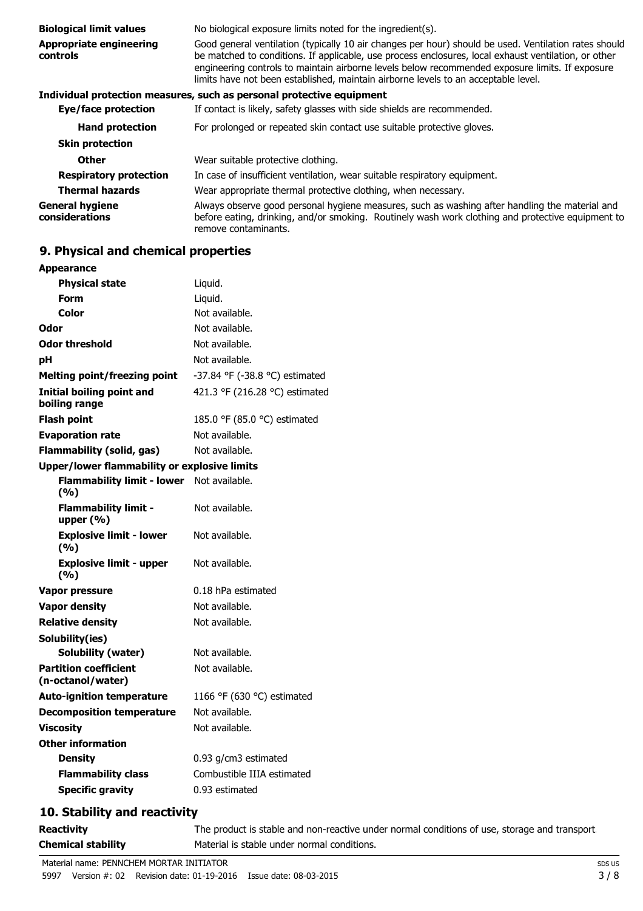| | |
|---|---|
| **Biological limit values** | No biological exposure limits noted for the ingredient(s). |
| **Appropriate engineering controls** | Good general ventilation (typically 10 air changes per hour) should be used. Ventilation rates should be matched to conditions. If applicable, use process enclosures, local exhaust ventilation, or other engineering controls to maintain airborne levels below recommended exposure limits. If exposure limits have not been established, maintain airborne levels to an acceptable level. |

**Individual protection measures, such as personal protective equipment**

| | |
|---|---|
| **Eye/face protection** | If contact is likely, safety glasses with side shields are recommended. |
| **Hand protection** | For prolonged or repeated skin contact use suitable protective gloves. |
| **Skin protection** | |
| **Other** | Wear suitable protective clothing. |
| **Respiratory protection** | In case of insufficient ventilation, wear suitable respiratory equipment. |
| **Thermal hazards** | Wear appropriate thermal protective clothing, when necessary. |
| **General hygiene considerations** | Always observe good personal hygiene measures, such as washing after handling the material and before eating, drinking, and/or smoking. Routinely wash work clothing and protective equipment to remove contaminants. |

## 9. Physical and chemical properties

| | |
|---|---|
| **Appearance** | |
| **Physical state** | Liquid. |
| **Form** | Liquid. |
| **Color** | Not available. |
| **Odor** | Not available. |
| **Odor threshold** | Not available. |
| **pH** | Not available. |
| **Melting point/freezing point** | -37.84 °F (-38.8 °C) estimated |
| **Initial boiling point and boiling range** | 421.3 °F (216.28 °C) estimated |
| **Flash point** | 185.0 °F (85.0 °C) estimated |
| **Evaporation rate** | Not available. |
| **Flammability (solid, gas)** | Not available. |
| **Upper/lower flammability or explosive limits** | |
| **Flammability limit - lower (%)** | Not available. |
| **Flammability limit - upper (%)** | Not available. |
| **Explosive limit - lower (%)** | Not available. |
| **Explosive limit - upper (%)** | Not available. |
| **Vapor pressure** | 0.18 hPa estimated |
| **Vapor density** | Not available. |
| **Relative density** | Not available. |
| **Solubility(ies)** | |
| **Solubility (water)** | Not available. |
| **Partition coefficient (n-octanol/water)** | Not available. |
| **Auto-ignition temperature** | 1166 °F (630 °C) estimated |
| **Decomposition temperature** | Not available. |
| **Viscosity** | Not available. |
| **Other information** | |
| **Density** | 0.93 g/cm3 estimated |
| **Flammability class** | Combustible IIIA estimated |
| **Specific gravity** | 0.93 estimated |

## 10. Stability and reactivity

| | |
|---|---|
| **Reactivity** | The product is stable and non-reactive under normal conditions of use, storage and transport. |
| **Chemical stability** | Material is stable under normal conditions. |

Material name: PENNCHEM MORTAR INITIATOR

5997 Version #: 02 Revision date: 01-19-2016 Issue date: 08-03-2015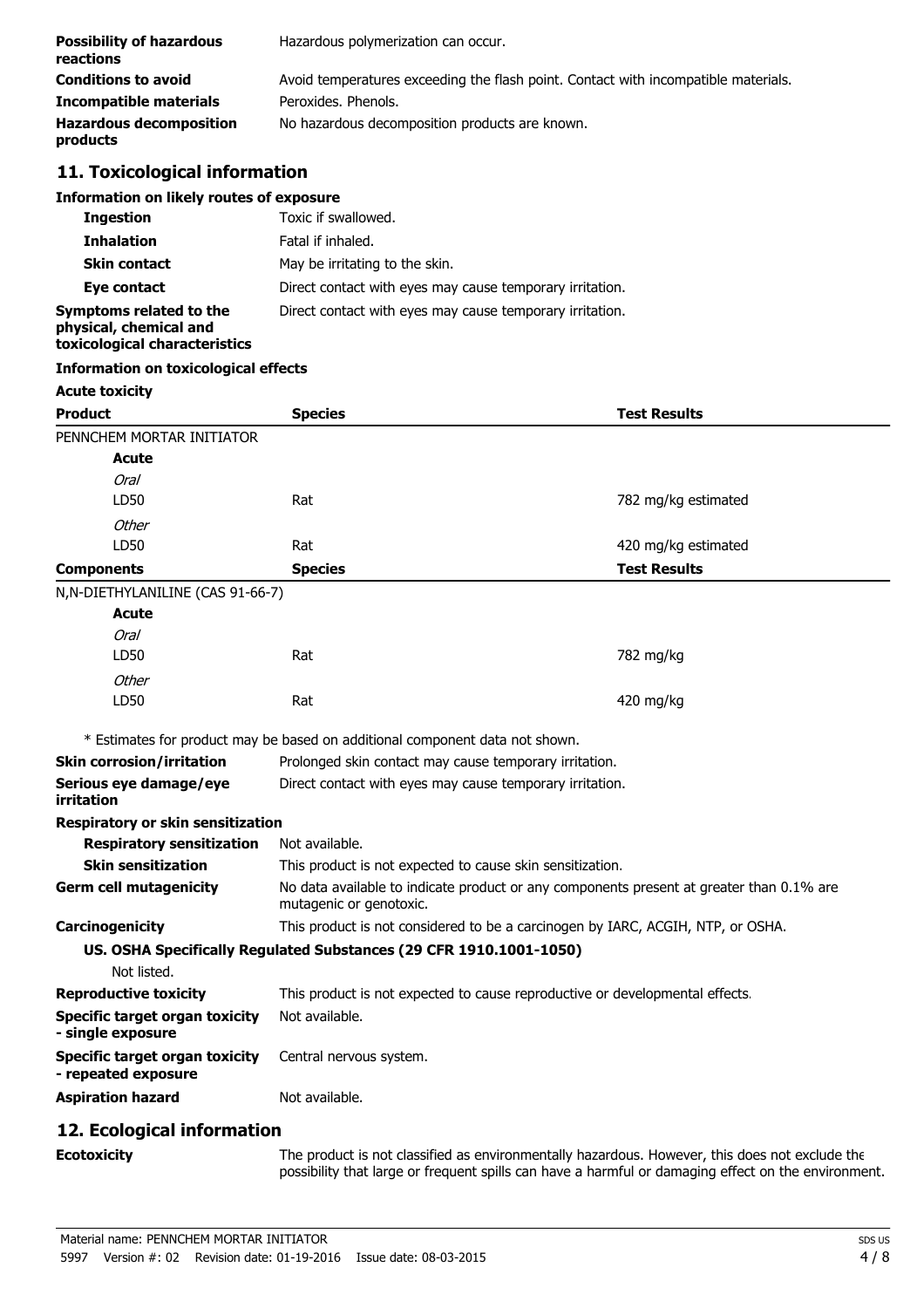| | |
|---|---|
| **Possibility of hazardous reactions** | Hazardous polymerization can occur. |
| **Conditions to avoid** | Avoid temperatures exceeding the flash point. Contact with incompatible materials. |
| **Incompatible materials** | Peroxides. Phenols. |
| **Hazardous decomposition products** | No hazardous decomposition products are known. |

## 11. Toxicological information

### Information on likely routes of exposure

| | |
|---|---|
| **Ingestion** | Toxic if swallowed. |
| **Inhalation** | Fatal if inhaled. |
| **Skin contact** | May be irritating to the skin. |
| **Eye contact** | Direct contact with eyes may cause temporary irritation. |
| **Symptoms related to the physical, chemical and toxicological characteristics** | Direct contact with eyes may cause temporary irritation. |

### Information on toxicological effects

**Acute toxicity**

| **Product** | **Species** | **Test Results** |
|---|---|---|
| PENNCHEM MORTAR INITIATOR | | |
| **Acute** | | |
| *Oral* | | |
| LD50 | Rat | 782 mg/kg estimated |
| *Other* | | |
| LD50 | Rat | 420 mg/kg estimated |
| **Components** | **Species** | **Test Results** |
| N,N-DIETHYLANILINE (CAS 91-66-7) | | |
| **Acute** | | |
| *Oral* | | |
| LD50 | Rat | 782 mg/kg |
| *Other* | | |
| LD50 | Rat | 420 mg/kg |

* Estimates for product may be based on additional component data not shown.

| | |
|---|---|
| **Skin corrosion/irritation** | Prolonged skin contact may cause temporary irritation. |
| **Serious eye damage/eye irritation** | Direct contact with eyes may cause temporary irritation. |

**Respiratory or skin sensitization**

| | |
|---|---|
| **Respiratory sensitization** | Not available. |
| **Skin sensitization** | This product is not expected to cause skin sensitization. |
| **Germ cell mutagenicity** | No data available to indicate product or any components present at greater than 0.1% are mutagenic or genotoxic. |
| **Carcinogenicity** | This product is not considered to be a carcinogen by IARC, ACGIH, NTP, or OSHA. |

**US. OSHA Specifically Regulated Substances (29 CFR 1910.1001-1050)**

Not listed.

| | |
|---|---|
| **Reproductive toxicity** | This product is not expected to cause reproductive or developmental effects. |
| **Specific target organ toxicity - single exposure** | Not available. |
| **Specific target organ toxicity - repeated exposure** | Central nervous system. |
| **Aspiration hazard** | Not available. |

## 12. Ecological information

**Ecotoxicity** The product is not classified as environmentally hazardous. However, this does not exclude the possibility that large or frequent spills can have a harmful or damaging effect on the environment.

Material name: PENNCHEM MORTAR INITIATOR
5997 Version #: 02 Revision date: 01-19-2016 Issue date: 08-03-2015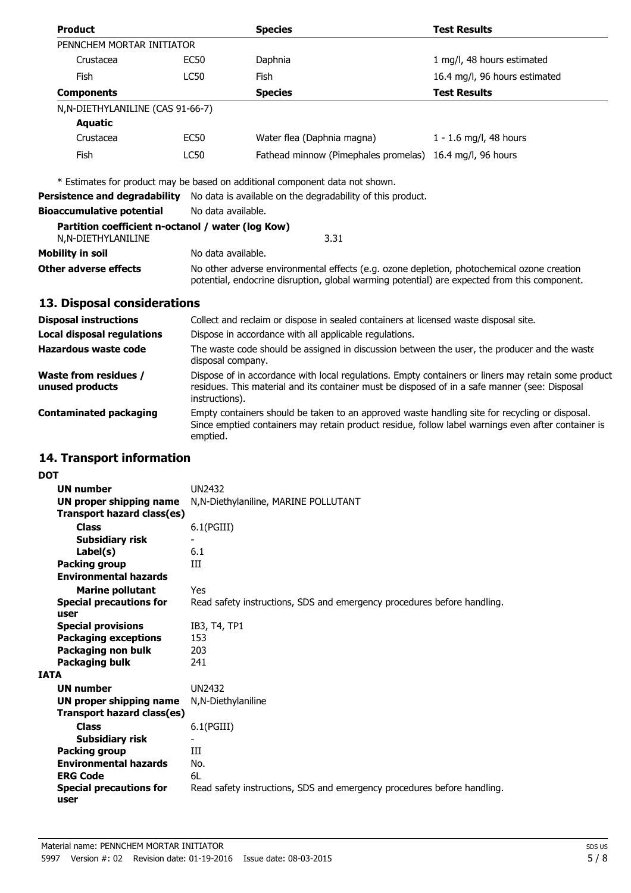| Product | | Species | Test Results |
| --- | --- | --- | --- |
| PENNCHEM MORTAR INITIATOR | | | |
| Crustacea | EC50 | Daphnia | 1 mg/l, 48 hours estimated |
| Fish | LC50 | Fish | 16.4 mg/l, 96 hours estimated |
| **Components** | | **Species** | **Test Results** |
| N,N-DIETHYLANILINE (CAS 91-66-7) | | | |
| **Aquatic** | | | |
| Crustacea | EC50 | Water flea (Daphnia magna) | 1 - 1.6 mg/l, 48 hours |
| Fish | LC50 | Fathead minnow (Pimephales promelas) | 16.4 mg/l, 96 hours |

* Estimates for product may be based on additional component data not shown.

**Persistence and degradability** No data is available on the degradability of this product.

**Bioaccumulative potential** No data available.

**Partition coefficient n-octanol / water (log Kow)**

N,N-DIETHYLANILINE 3.31

**Mobility in soil** No data available.

**Other adverse effects** No other adverse environmental effects (e.g. ozone depletion, photochemical ozone creation potential, endocrine disruption, global warming potential) are expected from this component.

## 13. Disposal considerations

**Disposal instructions** Collect and reclaim or dispose in sealed containers at licensed waste disposal site.

**Local disposal regulations** Dispose in accordance with all applicable regulations.

**Hazardous waste code** The waste code should be assigned in discussion between the user, the producer and the waste disposal company.

**Waste from residues / unused products** Dispose of in accordance with local regulations. Empty containers or liners may retain some product residues. This material and its container must be disposed of in a safe manner (see: Disposal instructions).

**Contaminated packaging** Empty containers should be taken to an approved waste handling site for recycling or disposal. Since emptied containers may retain product residue, follow label warnings even after container is emptied.

## 14. Transport information

**DOT**

**UN number** UN2432

**UN proper shipping name** N,N-Diethylaniline, MARINE POLLUTANT

**Transport hazard class(es)**

**Class** 6.1(PGIII)

**Subsidiary risk** -

**Label(s)** 6.1

**Packing group** III

**Environmental hazards**

**Marine pollutant** Yes

**Special precautions for user** Read safety instructions, SDS and emergency procedures before handling.

**Special provisions** IB3, T4, TP1

**Packaging exceptions** 153

**Packaging non bulk** 203

**Packaging bulk** 241

**IATA**

**UN number** UN2432

**UN proper shipping name** N,N-Diethylaniline

**Transport hazard class(es)**

**Class** 6.1(PGIII)

**Subsidiary risk** -

**Packing group** III

**Environmental hazards** No.

**ERG Code** 6L

**Special precautions for user** Read safety instructions, SDS and emergency procedures before handling.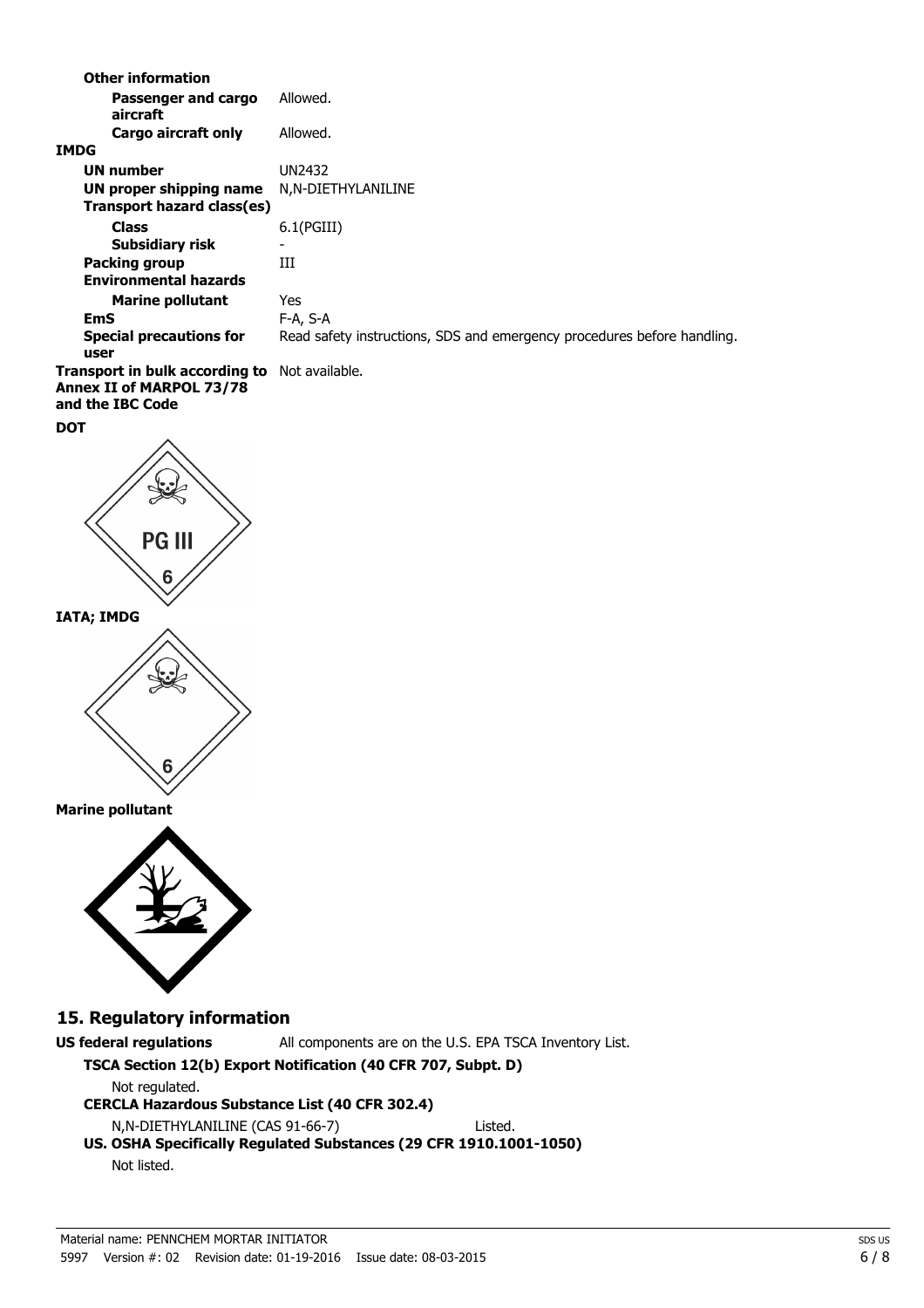**Other information**

| | |
|---|---|
| **Passenger and cargo aircraft** | Allowed. |
| **Cargo aircraft only** | Allowed. |

**IMDG**

| | |
|---|---|
| **UN number** | UN2432 |
| **UN proper shipping name** | N,N-DIETHYLANILINE |
| **Transport hazard class(es)** | |
| **Class** | 6.1(PGIII) |
| **Subsidiary risk** | - |
| **Packing group** | III |
| **Environmental hazards** | |
| **Marine pollutant** | Yes |
| **EmS** | F-A, S-A |
| **Special precautions for user** | Read safety instructions, SDS and emergency procedures before handling. |

**Transport in bulk according to Annex II of MARPOL 73/78 and the IBC Code** Not available.

**DOT**

**IATA; IMDG**

**Marine pollutant**

## 15. Regulatory information

**US federal regulations** All components are on the U.S. EPA TSCA Inventory List.

**TSCA Section 12(b) Export Notification (40 CFR 707, Subpt. D)**

Not regulated.

**CERCLA Hazardous Substance List (40 CFR 302.4)**

N,N-DIETHYLANILINE (CAS 91-66-7) Listed.

**US. OSHA Specifically Regulated Substances (29 CFR 1910.1001-1050)**

Not listed.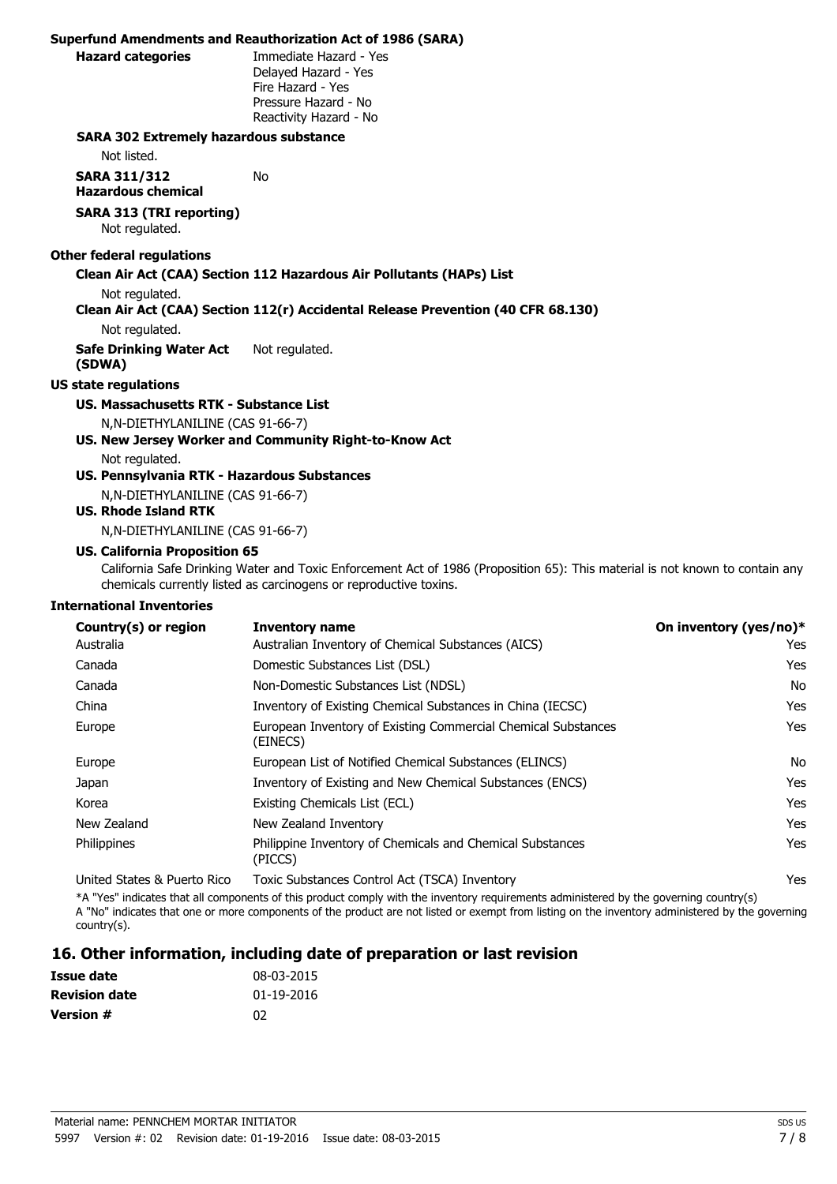**Superfund Amendments and Reauthorization Act of 1986 (SARA)**

**Hazard categories**

Immediate Hazard - Yes
Delayed Hazard - Yes
Fire Hazard - Yes
Pressure Hazard - No
Reactivity Hazard - No

**SARA 302 Extremely hazardous substance**

Not listed.

**SARA 311/312 Hazardous chemical** No

**SARA 313 (TRI reporting)**

Not regulated.

**Other federal regulations**

**Clean Air Act (CAA) Section 112 Hazardous Air Pollutants (HAPs) List**

Not regulated.

**Clean Air Act (CAA) Section 112(r) Accidental Release Prevention (40 CFR 68.130)**

Not regulated.

**Safe Drinking Water Act (SDWA)** Not regulated.

**US state regulations**

**US. Massachusetts RTK - Substance List**

N,N-DIETHYLANILINE (CAS 91-66-7)

**US. New Jersey Worker and Community Right-to-Know Act**

Not regulated.

**US. Pennsylvania RTK - Hazardous Substances**

N,N-DIETHYLANILINE (CAS 91-66-7)

**US. Rhode Island RTK**

N,N-DIETHYLANILINE (CAS 91-66-7)

**US. California Proposition 65**

California Safe Drinking Water and Toxic Enforcement Act of 1986 (Proposition 65): This material is not known to contain any chemicals currently listed as carcinogens or reproductive toxins.

**International Inventories**

| Country(s) or region | Inventory name | On inventory (yes/no)* |
|---|---|---|
| Australia | Australian Inventory of Chemical Substances (AICS) | Yes |
| Canada | Domestic Substances List (DSL) | Yes |
| Canada | Non-Domestic Substances List (NDSL) | No |
| China | Inventory of Existing Chemical Substances in China (IECSC) | Yes |
| Europe | European Inventory of Existing Commercial Chemical Substances (EINECS) | Yes |
| Europe | European List of Notified Chemical Substances (ELINCS) | No |
| Japan | Inventory of Existing and New Chemical Substances (ENCS) | Yes |
| Korea | Existing Chemicals List (ECL) | Yes |
| New Zealand | New Zealand Inventory | Yes |
| Philippines | Philippine Inventory of Chemicals and Chemical Substances (PICCS) | Yes |
| United States & Puerto Rico | Toxic Substances Control Act (TSCA) Inventory | Yes |

*A "Yes" indicates that all components of this product comply with the inventory requirements administered by the governing country(s)
A "No" indicates that one or more components of the product are not listed or exempt from listing on the inventory administered by the governing country(s).

## 16. Other information, including date of preparation or last revision

| | |
|---|---|
| **Issue date** | 08-03-2015 |
| **Revision date** | 01-19-2016 |
| **Version #** | 02 |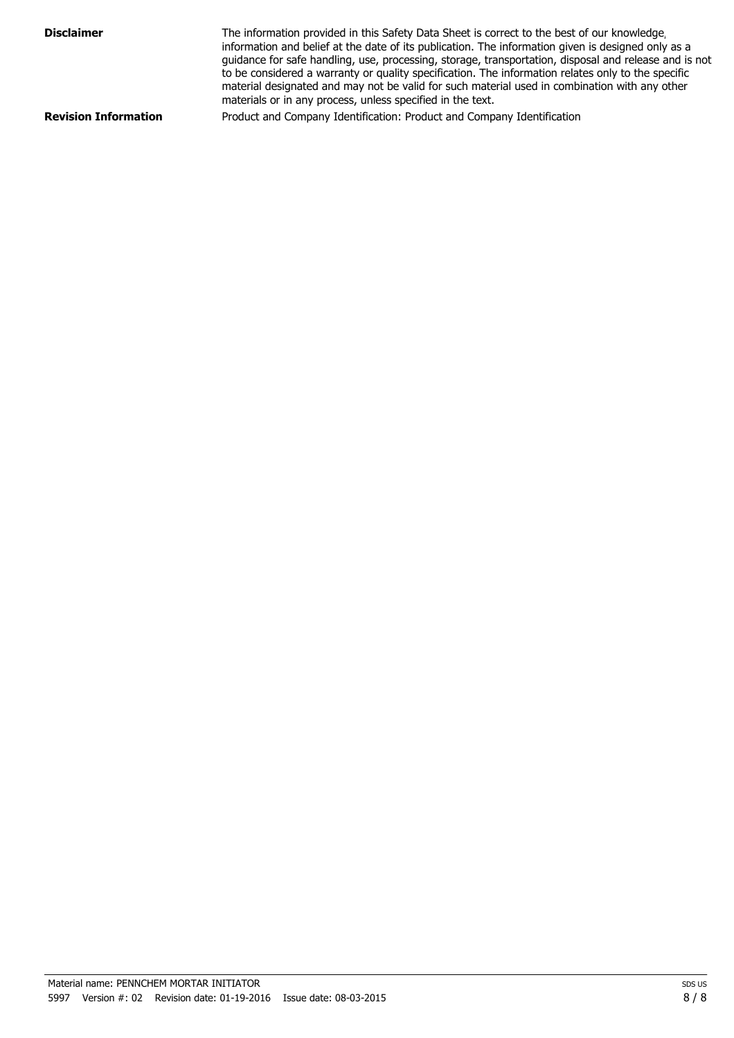**Disclaimer** The information provided in this Safety Data Sheet is correct to the best of our knowledge, information and belief at the date of its publication. The information given is designed only as a guidance for safe handling, use, processing, storage, transportation, disposal and release and is not to be considered a warranty or quality specification. The information relates only to the specific material designated and may not be valid for such material used in combination with any other materials or in any process, unless specified in the text.

**Revision Information** Product and Company Identification: Product and Company Identification